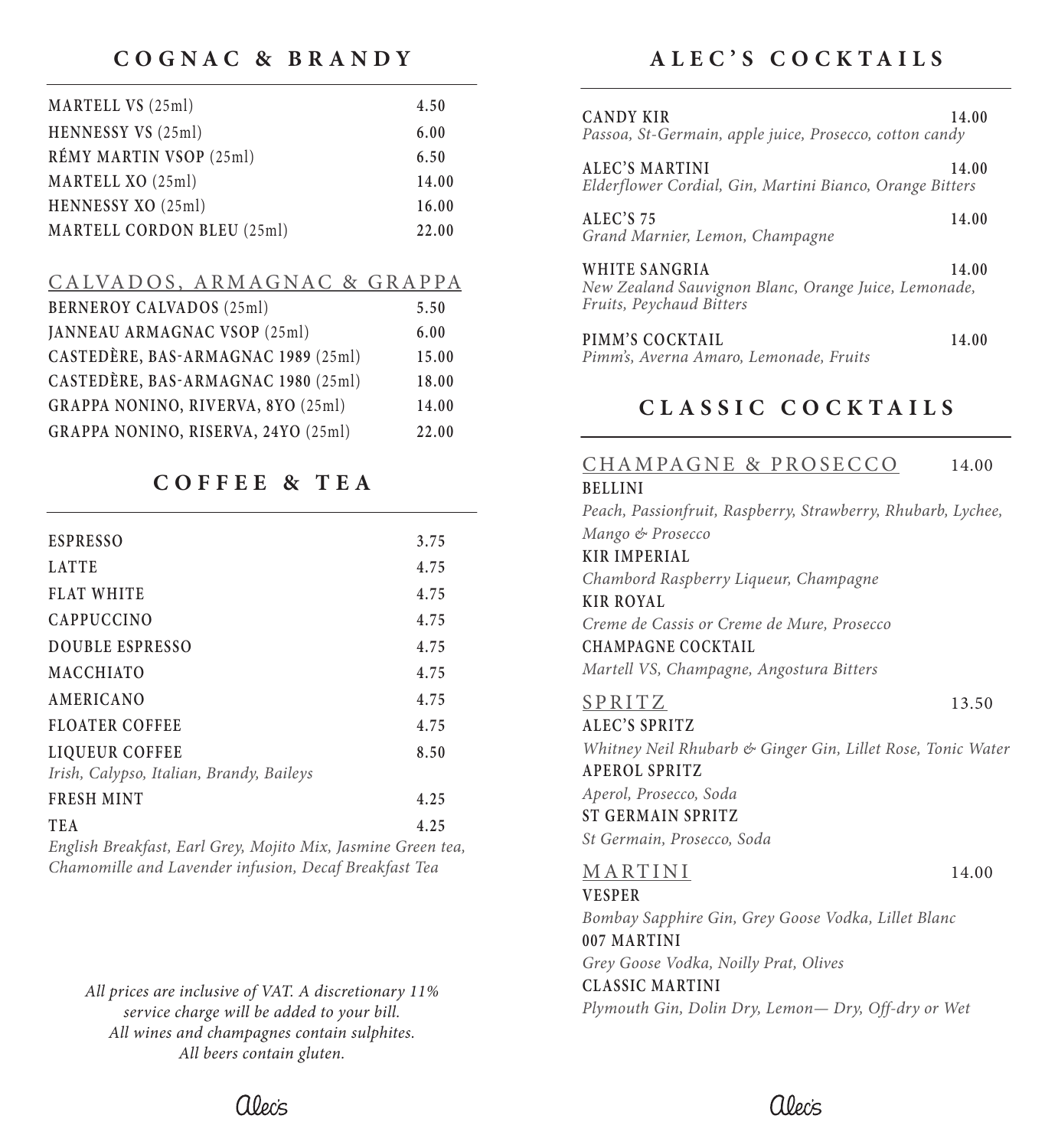## COGNAC & BRANDY

| | |
|---|---|
| MARTELL VS (25ml) | 4.50 |
| HENNESSY VS (25ml) | 6.00 |
| RÉMY MARTIN VSOP (25ml) | 6.50 |
| MARTELL XO (25ml) | 14.00 |
| HENNESSY XO (25ml) | 16.00 |
| MARTELL CORDON BLEU (25ml) | 22.00 |

### CALVADOS, ARMAGNAC & GRAPPA

| | |
|---|---|
| BERNEROY CALVADOS (25ml) | 5.50 |
| JANNEAU ARMAGNAC VSOP (25ml) | 6.00 |
| CASTEDÈRE, BAS-ARMAGNAC 1989 (25ml) | 15.00 |
| CASTEDÈRE, BAS-ARMAGNAC 1980 (25ml) | 18.00 |
| GRAPPA NONINO, RIVERVA, 8YO (25ml) | 14.00 |
| GRAPPA NONINO, RISERVA, 24YO (25ml) | 22.00 |

## COFFEE & TEA

| | |
|---|---|
| ESPRESSO | 3.75 |
| LATTE | 4.75 |
| FLAT WHITE | 4.75 |
| CAPPUCCINO | 4.75 |
| DOUBLE ESPRESSO | 4.75 |
| MACCHIATO | 4.75 |
| AMERICANO | 4.75 |
| FLOATER COFFEE | 4.75 |
| LIQUEUR COFFEE<br>*Irish, Calypso, Italian, Brandy, Baileys* | 8.50 |
| FRESH MINT | 4.25 |
| TEA<br>*English Breakfast, Earl Grey, Mojito Mix, Jasmine Green tea, Chamomille and Lavender infusion, Decaf Breakfast Tea* | 4.25 |

*All prices are inclusive of VAT. A discretionary 11% service charge will be added to your bill.*
*All wines and champagnes contain sulphites.*
*All beers contain gluten.*

## ALEC'S COCKTAILS

**CANDY KIR** — 14.00
*Passoa, St-Germain, apple juice, Prosecco, cotton candy*

**ALEC'S MARTINI** — 14.00
*Elderflower Cordial, Gin, Martini Bianco, Orange Bitters*

**ALEC'S 75** — 14.00
*Grand Marnier, Lemon, Champagne*

**WHITE SANGRIA** — 14.00
*New Zealand Sauvignon Blanc, Orange Juice, Lemonade, Fruits, Peychaud Bitters*

**PIMM'S COCKTAIL** — 14.00
*Pimm's, Averna Amaro, Lemonade, Fruits*

## CLASSIC COCKTAILS

### CHAMPAGNE & PROSECCO — 14.00

**BELLINI**
*Peach, Passionfruit, Raspberry, Strawberry, Rhubarb, Lychee, Mango & Prosecco*

**KIR IMPERIAL**
*Chambord Raspberry Liqueur, Champagne*

**KIR ROYAL**
*Creme de Cassis or Creme de Mure, Prosecco*

**CHAMPAGNE COCKTAIL**
*Martell VS, Champagne, Angostura Bitters*

### SPRITZ — 13.50

**ALEC'S SPRITZ**
*Whitney Neil Rhubarb & Ginger Gin, Lillet Rose, Tonic Water*

**APEROL SPRITZ**
*Aperol, Prosecco, Soda*

**ST GERMAIN SPRITZ**
*St Germain, Prosecco, Soda*

### MARTINI — 14.00

**VESPER**
*Bombay Sapphire Gin, Grey Goose Vodka, Lillet Blanc*

**007 MARTINI**
*Grey Goose Vodka, Noilly Prat, Olives*

**CLASSIC MARTINI**
*Plymouth Gin, Dolin Dry, Lemon— Dry, Off-dry or Wet*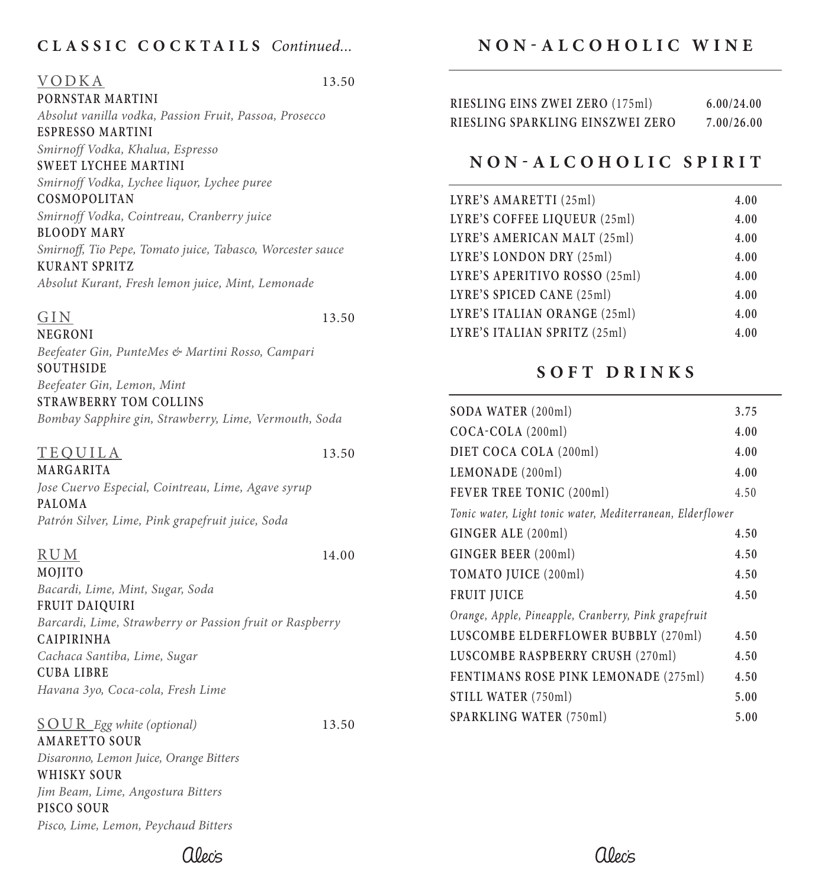## CLASSIC COCKTAILS *Continued...*

### VODKA — 13.50

**PORNSTAR MARTINI**
*Absolut vanilla vodka, Passion Fruit, Passoa, Prosecco*

**ESPRESSO MARTINI**
*Smirnoff Vodka, Khalua, Espresso*

**SWEET LYCHEE MARTINI**
*Smirnoff Vodka, Lychee liquor, Lychee puree*

**COSMOPOLITAN**
*Smirnoff Vodka, Cointreau, Cranberry juice*

**BLOODY MARY**
*Smirnoff, Tio Pepe, Tomato juice, Tabasco, Worcester sauce*

**KURANT SPRITZ**
*Absolut Kurant, Fresh lemon juice, Mint, Lemonade*

### GIN — 13.50

**NEGRONI**
*Beefeater Gin, PunteMes & Martini Rosso, Campari*

**SOUTHSIDE**
*Beefeater Gin, Lemon, Mint*

**STRAWBERRY TOM COLLINS**
*Bombay Sapphire gin, Strawberry, Lime, Vermouth, Soda*

### TEQUILA — 13.50

**MARGARITA**
*Jose Cuervo Especial, Cointreau, Lime, Agave syrup*

**PALOMA**
*Patrón Silver, Lime, Pink grapefruit juice, Soda*

### RUM — 14.00

**MOJITO**
*Bacardi, Lime, Mint, Sugar, Soda*

**FRUIT DAIQUIRI**
*Barcardi, Lime, Strawberry or Passion fruit or Raspberry*

**CAIPIRINHA**
*Cachaca Santiba, Lime, Sugar*

**CUBA LIBRE**
*Havana 3yo, Coca-cola, Fresh Lime*

### SOUR *Egg white (optional)* — 13.50

**AMARETTO SOUR**
*Disaronno, Lemon Juice, Orange Bitters*

**WHISKY SOUR**
*Jim Beam, Lime, Angostura Bitters*

**PISCO SOUR**
*Pisco, Lime, Lemon, Peychaud Bitters*

## NON-ALCOHOLIC WINE

| Item | Price |
|---|---|
| RIESLING EINS ZWEI ZERO (175ml) | 6.00/24.00 |
| RIESLING SPARKLING EINSZWEI ZERO | 7.00/26.00 |

## NON-ALCOHOLIC SPIRIT

| Item | Price |
|---|---|
| LYRE'S AMARETTI (25ml) | 4.00 |
| LYRE'S COFFEE LIQUEUR (25ml) | 4.00 |
| LYRE'S AMERICAN MALT (25ml) | 4.00 |
| LYRE'S LONDON DRY (25ml) | 4.00 |
| LYRE'S APERITIVO ROSSO (25ml) | 4.00 |
| LYRE'S SPICED CANE (25ml) | 4.00 |
| LYRE'S ITALIAN ORANGE (25ml) | 4.00 |
| LYRE'S ITALIAN SPRITZ (25ml) | 4.00 |

## SOFT DRINKS

| Item | Price |
|---|---|
| SODA WATER (200ml) | 3.75 |
| COCA-COLA (200ml) | 4.00 |
| DIET COCA COLA (200ml) | 4.00 |
| LEMONADE (200ml) | 4.00 |
| FEVER TREE TONIC (200ml) *Tonic water, Light tonic water, Mediterranean, Elderflower* | 4.50 |
| GINGER ALE (200ml) | 4.50 |
| GINGER BEER (200ml) | 4.50 |
| TOMATO JUICE (200ml) | 4.50 |
| FRUIT JUICE *Orange, Apple, Pineapple, Cranberry, Pink grapefruit* | 4.50 |
| LUSCOMBE ELDERFLOWER BUBBLY (270ml) | 4.50 |
| LUSCOMBE RASPBERRY CRUSH (270ml) | 4.50 |
| FENTIMANS ROSE PINK LEMONADE (275ml) | 4.50 |
| STILL WATER (750ml) | 5.00 |
| SPARKLING WATER (750ml) | 5.00 |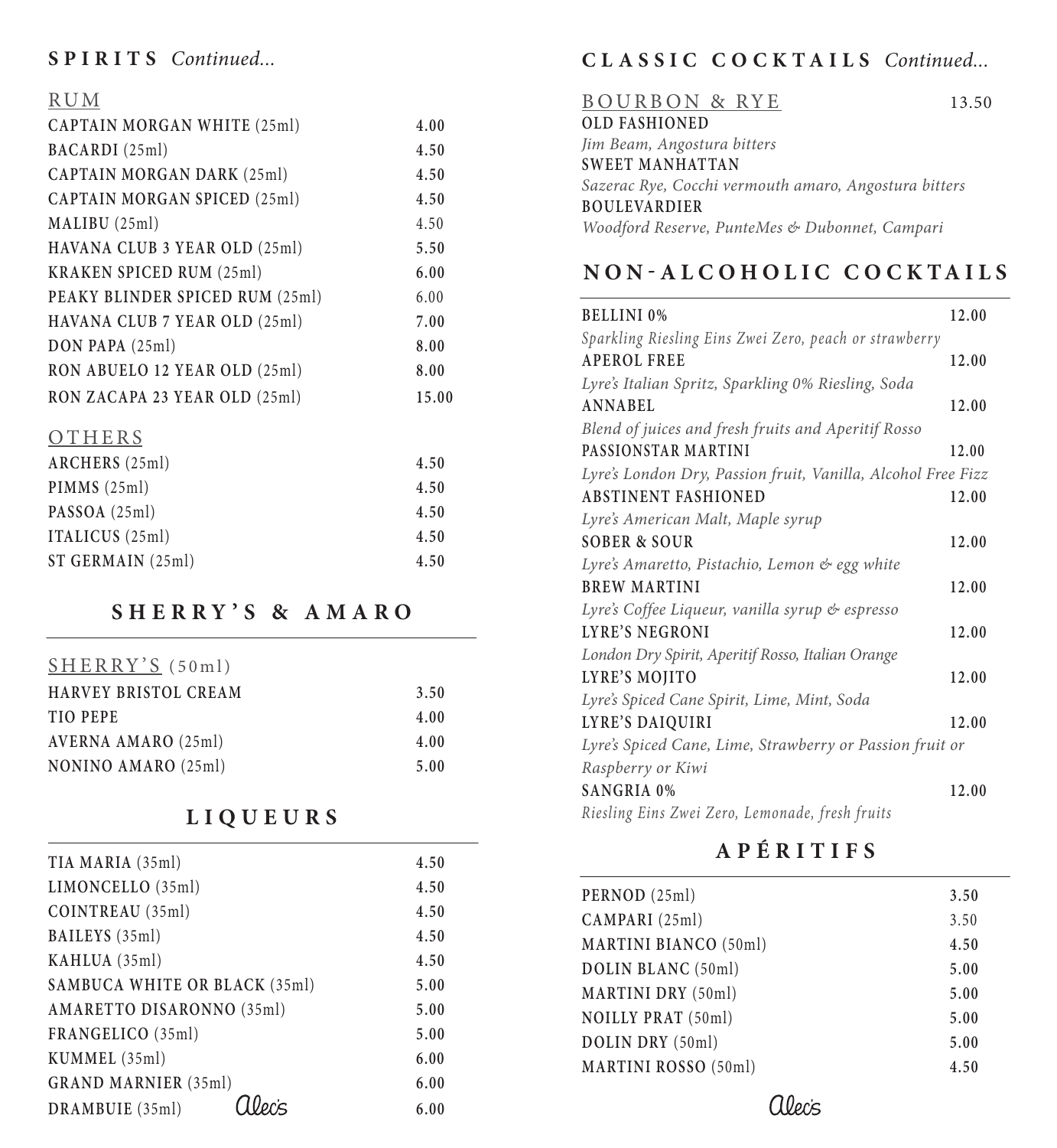## SPIRITS *Continued...*

### RUM

| | |
|---|---|
| CAPTAIN MORGAN WHITE (25ml) | 4.00 |
| BACARDI (25ml) | 4.50 |
| CAPTAIN MORGAN DARK (25ml) | 4.50 |
| CAPTAIN MORGAN SPICED (25ml) | 4.50 |
| MALIBU (25ml) | 4.50 |
| HAVANA CLUB 3 YEAR OLD (25ml) | 5.50 |
| KRAKEN SPICED RUM (25ml) | 6.00 |
| PEAKY BLINDER SPICED RUM (25ml) | 6.00 |
| HAVANA CLUB 7 YEAR OLD (25ml) | 7.00 |
| DON PAPA (25ml) | 8.00 |
| RON ABUELO 12 YEAR OLD (25ml) | 8.00 |
| RON ZACAPA 23 YEAR OLD (25ml) | 15.00 |

### OTHERS

| | |
|---|---|
| ARCHERS (25ml) | 4.50 |
| PIMMS (25ml) | 4.50 |
| PASSOA (25ml) | 4.50 |
| ITALICUS (25ml) | 4.50 |
| ST GERMAIN (25ml) | 4.50 |

## SHERRY'S & AMARO

### SHERRY'S (50ml)

| | |
|---|---|
| HARVEY BRISTOL CREAM | 3.50 |
| TIO PEPE | 4.00 |
| AVERNA AMARO (25ml) | 4.00 |
| NONINO AMARO (25ml) | 5.00 |

## LIQUEURS

| | |
|---|---|
| TIA MARIA (35ml) | 4.50 |
| LIMONCELLO (35ml) | 4.50 |
| COINTREAU (35ml) | 4.50 |
| BAILEYS (35ml) | 4.50 |
| KAHLUA (35ml) | 4.50 |
| SAMBUCA WHITE OR BLACK (35ml) | 5.00 |
| AMARETTO DISARONNO (35ml) | 5.00 |
| FRANGELICO (35ml) | 5.00 |
| KUMMEL (35ml) | 6.00 |
| GRAND MARNIER (35ml) | 6.00 |
| DRAMBUIE (35ml) | 6.00 |

## CLASSIC COCKTAILS *Continued...*

### BOURBON & RYE — 13.50

**OLD FASHIONED**
*Jim Beam, Angostura bitters*

**SWEET MANHATTAN**
*Sazerac Rye, Cocchi vermouth amaro, Angostura bitters*

**BOULEVARDIER**
*Woodford Reserve, PunteMes & Dubonnet, Campari*

## NON-ALCOHOLIC COCKTAILS

**BELLINI 0%** — 12.00
*Sparkling Riesling Eins Zwei Zero, peach or strawberry*

**APEROL FREE** — 12.00
*Lyre's Italian Spritz, Sparkling 0% Riesling, Soda*

**ANNABEL** — 12.00
*Blend of juices and fresh fruits and Aperitif Rosso*

**PASSIONSTAR MARTINI** — 12.00
*Lyre's London Dry, Passion fruit, Vanilla, Alcohol Free Fizz*

**ABSTINENT FASHIONED** — 12.00
*Lyre's American Malt, Maple syrup*

**SOBER & SOUR** — 12.00
*Lyre's Amaretto, Pistachio, Lemon & egg white*

**BREW MARTINI** — 12.00
*Lyre's Coffee Liqueur, vanilla syrup & espresso*

**LYRE'S NEGRONI** — 12.00
*London Dry Spirit, Aperitif Rosso, Italian Orange*

**LYRE'S MOJITO** — 12.00
*Lyre's Spiced Cane Spirit, Lime, Mint, Soda*

**LYRE'S DAIQUIRI** — 12.00
*Lyre's Spiced Cane, Lime, Strawberry or Passion fruit or Raspberry or Kiwi*

**SANGRIA 0%** — 12.00
*Riesling Eins Zwei Zero, Lemonade, fresh fruits*

## APÉRITIFS

| | |
|---|---|
| PERNOD (25ml) | 3.50 |
| CAMPARI (25ml) | 3.50 |
| MARTINI BIANCO (50ml) | 4.50 |
| DOLIN BLANC (50ml) | 5.00 |
| MARTINI DRY (50ml) | 5.00 |
| NOILLY PRAT (50ml) | 5.00 |
| DOLIN DRY (50ml) | 5.00 |
| MARTINI ROSSO (50ml) | 4.50 |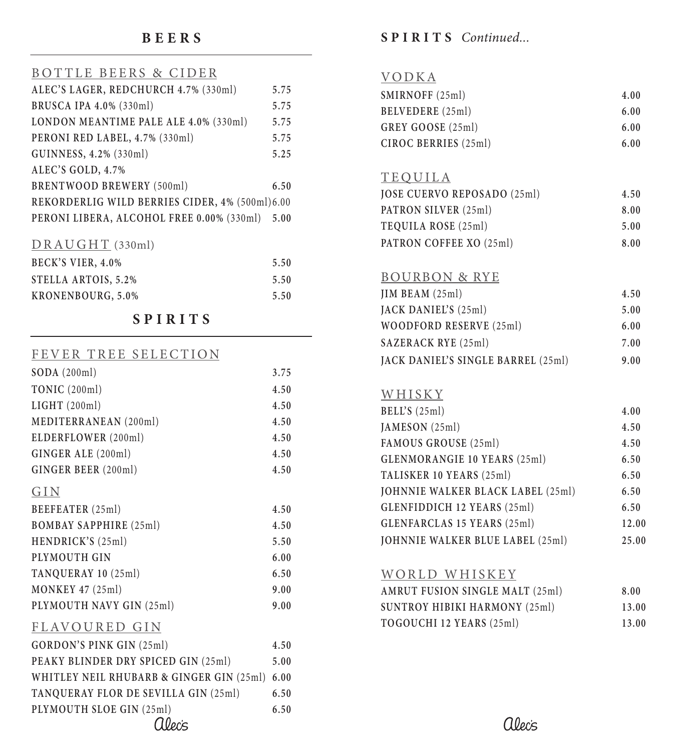## BEERS

### BOTTLE BEERS & CIDER

| | |
|---|---|
| ALEC'S LAGER, REDCHURCH 4.7% (330ml) | 5.75 |
| BRUSCA IPA 4.0% (330ml) | 5.75 |
| LONDON MEANTIME PALE ALE 4.0% (330ml) | 5.75 |
| PERONI RED LABEL, 4.7% (330ml) | 5.75 |
| GUINNESS, 4.2% (330ml) | 5.25 |
| ALEC'S GOLD, 4.7% BRENTWOOD BREWERY (500ml) | 6.50 |
| REKORDERLIG WILD BERRIES CIDER, 4% (500ml) | 6.00 |
| PERONI LIBERA, ALCOHOL FREE 0.00% (330ml) | 5.00 |

### DRAUGHT (330ml)

| | |
|---|---|
| BECK'S VIER, 4.0% | 5.50 |
| STELLA ARTOIS, 5.2% | 5.50 |
| KRONENBOURG, 5.0% | 5.50 |

## SPIRITS

### FEVER TREE SELECTION

| | |
|---|---|
| SODA (200ml) | 3.75 |
| TONIC (200ml) | 4.50 |
| LIGHT (200ml) | 4.50 |
| MEDITERRANEAN (200ml) | 4.50 |
| ELDERFLOWER (200ml) | 4.50 |
| GINGER ALE (200ml) | 4.50 |
| GINGER BEER (200ml) | 4.50 |

### GIN

| | |
|---|---|
| BEEFEATER (25ml) | 4.50 |
| BOMBAY SAPPHIRE (25ml) | 4.50 |
| HENDRICK'S (25ml) | 5.50 |
| PLYMOUTH GIN | 6.00 |
| TANQUERAY 10 (25ml) | 6.50 |
| MONKEY 47 (25ml) | 9.00 |
| PLYMOUTH NAVY GIN (25ml) | 9.00 |

### FLAVOURED GIN

| | |
|---|---|
| GORDON'S PINK GIN (25ml) | 4.50 |
| PEAKY BLINDER DRY SPICED GIN (25ml) | 5.00 |
| WHITLEY NEIL RHUBARB & GINGER GIN (25ml) | 6.00 |
| TANQUERAY FLOR DE SEVILLA GIN (25ml) | 6.50 |
| PLYMOUTH SLOE GIN (25ml) | 6.50 |

## SPIRITS *Continued...*

### VODKA

| | |
|---|---|
| SMIRNOFF (25ml) | 4.00 |
| BELVEDERE (25ml) | 6.00 |
| GREY GOOSE (25ml) | 6.00 |
| CIROC BERRIES (25ml) | 6.00 |

### TEQUILA

| | |
|---|---|
| JOSE CUERVO REPOSADO (25ml) | 4.50 |
| PATRON SILVER (25ml) | 8.00 |
| TEQUILA ROSE (25ml) | 5.00 |
| PATRON COFFEE XO (25ml) | 8.00 |

### BOURBON & RYE

| | |
|---|---|
| JIM BEAM (25ml) | 4.50 |
| JACK DANIEL'S (25ml) | 5.00 |
| WOODFORD RESERVE (25ml) | 6.00 |
| SAZERACK RYE (25ml) | 7.00 |
| JACK DANIEL'S SINGLE BARREL (25ml) | 9.00 |

### WHISKY

| | |
|---|---|
| BELL'S (25ml) | 4.00 |
| JAMESON (25ml) | 4.50 |
| FAMOUS GROUSE (25ml) | 4.50 |
| GLENMORANGIE 10 YEARS (25ml) | 6.50 |
| TALISKER 10 YEARS (25ml) | 6.50 |
| JOHNNIE WALKER BLACK LABEL (25ml) | 6.50 |
| GLENFIDDICH 12 YEARS (25ml) | 6.50 |
| GLENFARCLAS 15 YEARS (25ml) | 12.00 |
| JOHNNIE WALKER BLUE LABEL (25ml) | 25.00 |

### WORLD WHISKEY

| | |
|---|---|
| AMRUT FUSION SINGLE MALT (25ml) | 8.00 |
| SUNTROY HIBIKI HARMONY (25ml) | 13.00 |
| TOGOUCHI 12 YEARS (25ml) | 13.00 |